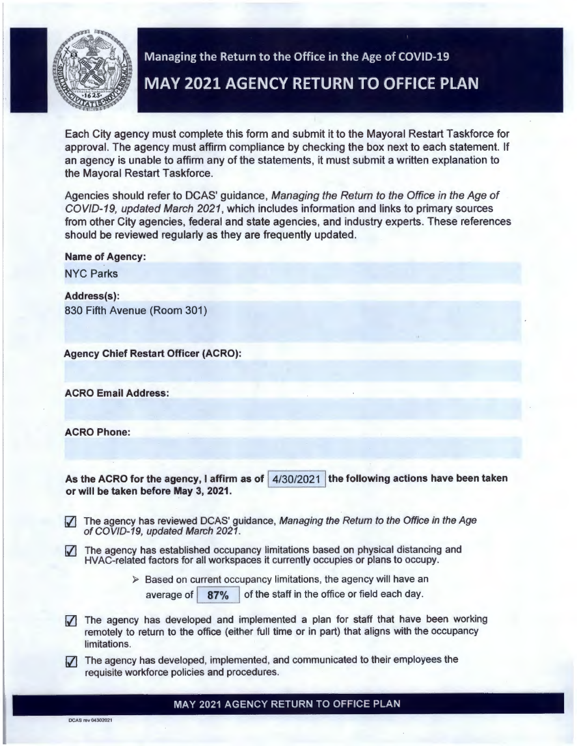Managing the Return to the Office in the Age of COVID-19

# MAY 2021 AGENCY RETURN TO OFFICE PLAN

Each City agency must complete this form and submit it to the Mayoral Restart Taskforce for approval. The agency must affirm compliance by checking the box next to each statement. If an agency is unable to affirm any of the statements, it must submit a written explanation to the Mayoral Restart Taskforce.

Agencies should refer to DCAS' guidance, *Managing the Return to the Office in the Age of COVID-19, updated March 2021*, which includes information and links to primary sources from other City agencies, federal and state agencies, and industry experts. These references should be reviewed regularly as they are frequently updated.

**Name of Agency:**

NYC Parks

**Address(s):**

830 Fifth Avenue (Room 301)

**Agency Chief Restart Officer (ACRO):**

**ACRO Email Address:**

**ACRO Phone:**

**As the ACRO for the agency, I affirm as of 4/30/2021 the following actions have been taken or will be taken before May 3, 2021.**

- ☑ The agency has reviewed DCAS' guidance, *Managing the Return to the Office in the Age of COVID-19, updated March 2021*.
- ☑ The agency has established occupancy limitations based on physical distancing and HVAC-related factors for all workspaces it currently occupies or plans to occupy.
  - ➢ Based on current occupancy limitations, the agency will have an average of **87%** of the staff in the office or field each day.
- ☑ The agency has developed and implemented a plan for staff that have been working remotely to return to the office (either full time or in part) that aligns with the occupancy limitations.
- ☑ The agency has developed, implemented, and communicated to their employees the requisite workforce policies and procedures.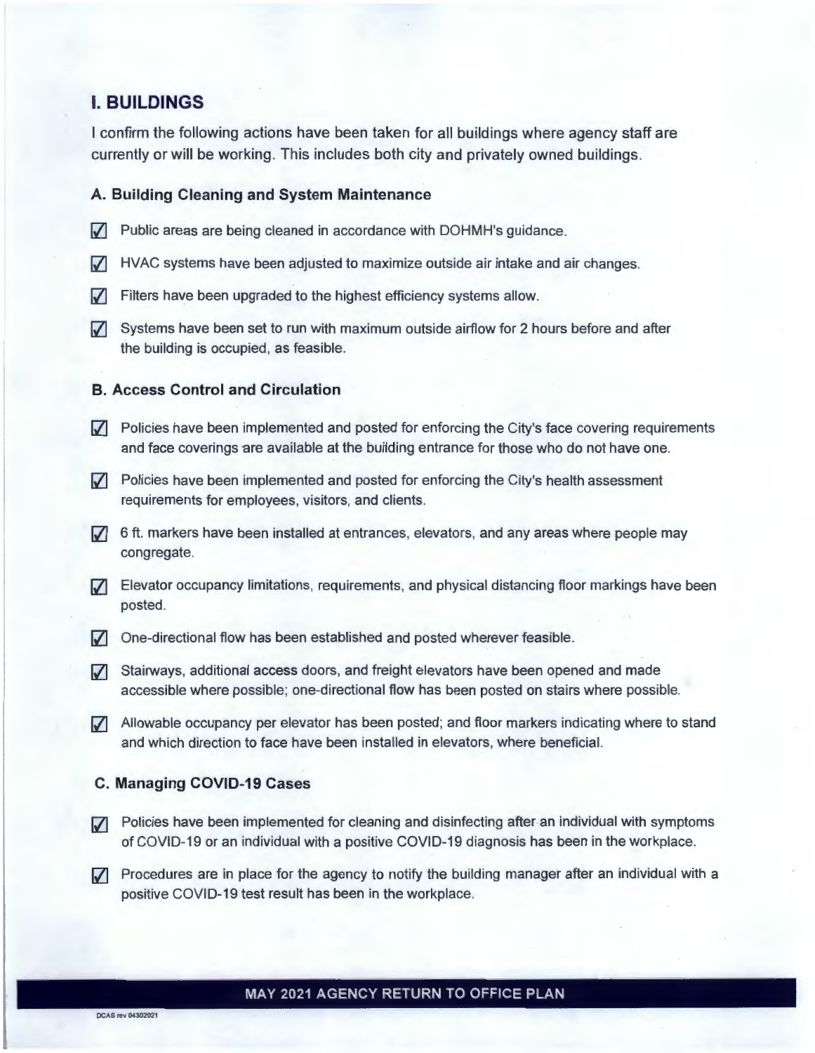## I. BUILDINGS

I confirm the following actions have been taken for all buildings where agency staff are currently or will be working. This includes both city and privately owned buildings.

### A. Building Cleaning and System Maintenance

- [x] Public areas are being cleaned in accordance with DOHMH's guidance.
- [x] HVAC systems have been adjusted to maximize outside air intake and air changes.
- [x] Filters have been upgraded to the highest efficiency systems allow.
- [x] Systems have been set to run with maximum outside airflow for 2 hours before and after the building is occupied, as feasible.

### B. Access Control and Circulation

- [x] Policies have been implemented and posted for enforcing the City's face covering requirements and face coverings are available at the building entrance for those who do not have one.
- [x] Policies have been implemented and posted for enforcing the City's health assessment requirements for employees, visitors, and clients.
- [x] 6 ft. markers have been installed at entrances, elevators, and any areas where people may congregate.
- [x] Elevator occupancy limitations, requirements, and physical distancing floor markings have been posted.
- [x] One-directional flow has been established and posted wherever feasible.
- [x] Stairways, additional access doors, and freight elevators have been opened and made accessible where possible; one-directional flow has been posted on stairs where possible.
- [x] Allowable occupancy per elevator has been posted; and floor markers indicating where to stand and which direction to face have been installed in elevators, where beneficial.

### C. Managing COVID-19 Cases

- [x] Policies have been implemented for cleaning and disinfecting after an individual with symptoms of COVID-19 or an individual with a positive COVID-19 diagnosis has been in the workplace.
- [x] Procedures are in place for the agency to notify the building manager after an individual with a positive COVID-19 test result has been in the workplace.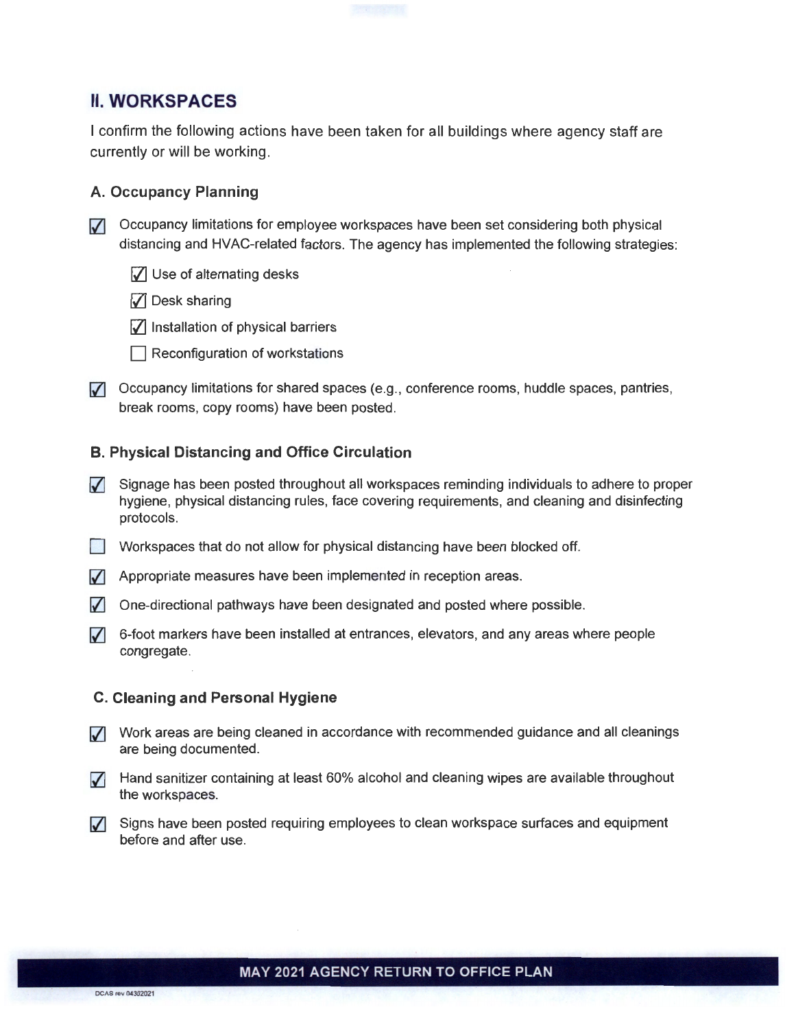## II. WORKSPACES

I confirm the following actions have been taken for all buildings where agency staff are currently or will be working.

### A. Occupancy Planning

- [x] Occupancy limitations for employee workspaces have been set considering both physical distancing and HVAC-related factors. The agency has implemented the following strategies:
  - [x] Use of alternating desks
  - [x] Desk sharing
  - [x] Installation of physical barriers
  - [ ] Reconfiguration of workstations
- [x] Occupancy limitations for shared spaces (e.g., conference rooms, huddle spaces, pantries, break rooms, copy rooms) have been posted.

### B. Physical Distancing and Office Circulation

- [x] Signage has been posted throughout all workspaces reminding individuals to adhere to proper hygiene, physical distancing rules, face covering requirements, and cleaning and disinfecting protocols.
- [ ] Workspaces that do not allow for physical distancing have been blocked off.
- [x] Appropriate measures have been implemented in reception areas.
- [x] One-directional pathways have been designated and posted where possible.
- [x] 6-foot markers have been installed at entrances, elevators, and any areas where people congregate.

### C. Cleaning and Personal Hygiene

- [x] Work areas are being cleaned in accordance with recommended guidance and all cleanings are being documented.
- [x] Hand sanitizer containing at least 60% alcohol and cleaning wipes are available throughout the workspaces.
- [x] Signs have been posted requiring employees to clean workspace surfaces and equipment before and after use.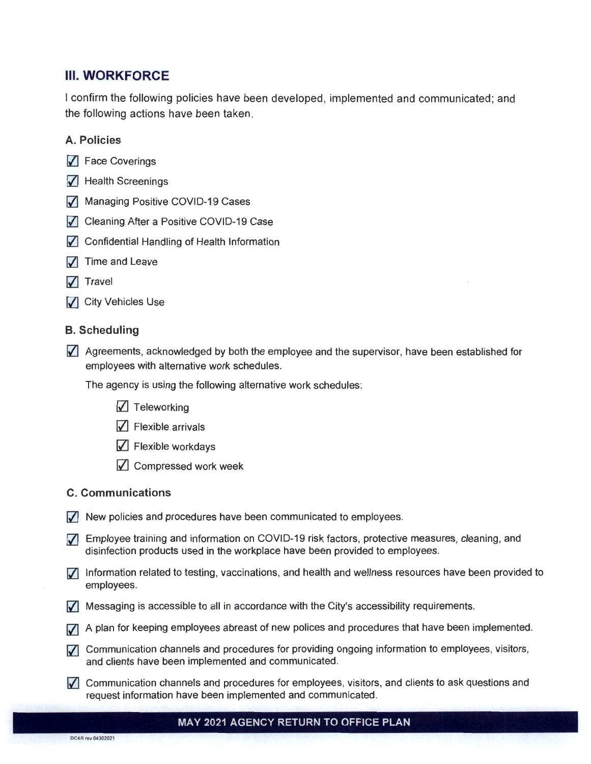## III. WORKFORCE

I confirm the following policies have been developed, implemented and communicated; and the following actions have been taken.

### A. Policies

- [x] Face Coverings
- [x] Health Screenings
- [x] Managing Positive COVID-19 Cases
- [x] Cleaning After a Positive COVID-19 Case
- [x] Confidential Handling of Health Information
- [x] Time and Leave
- [x] Travel
- [x] City Vehicles Use

### B. Scheduling

- [x] Agreements, acknowledged by both the employee and the supervisor, have been established for employees with alternative work schedules.

  The agency is using the following alternative work schedules:

  - [x] Teleworking
  - [x] Flexible arrivals
  - [x] Flexible workdays
  - [x] Compressed work week

### C. Communications

- [x] New policies and procedures have been communicated to employees.
- [x] Employee training and information on COVID-19 risk factors, protective measures, cleaning, and disinfection products used in the workplace have been provided to employees.
- [x] Information related to testing, vaccinations, and health and wellness resources have been provided to employees.
- [x] Messaging is accessible to all in accordance with the City's accessibility requirements.
- [x] A plan for keeping employees abreast of new polices and procedures that have been implemented.
- [x] Communication channels and procedures for providing ongoing information to employees, visitors, and clients have been implemented and communicated.
- [x] Communication channels and procedures for employees, visitors, and clients to ask questions and request information have been implemented and communicated.